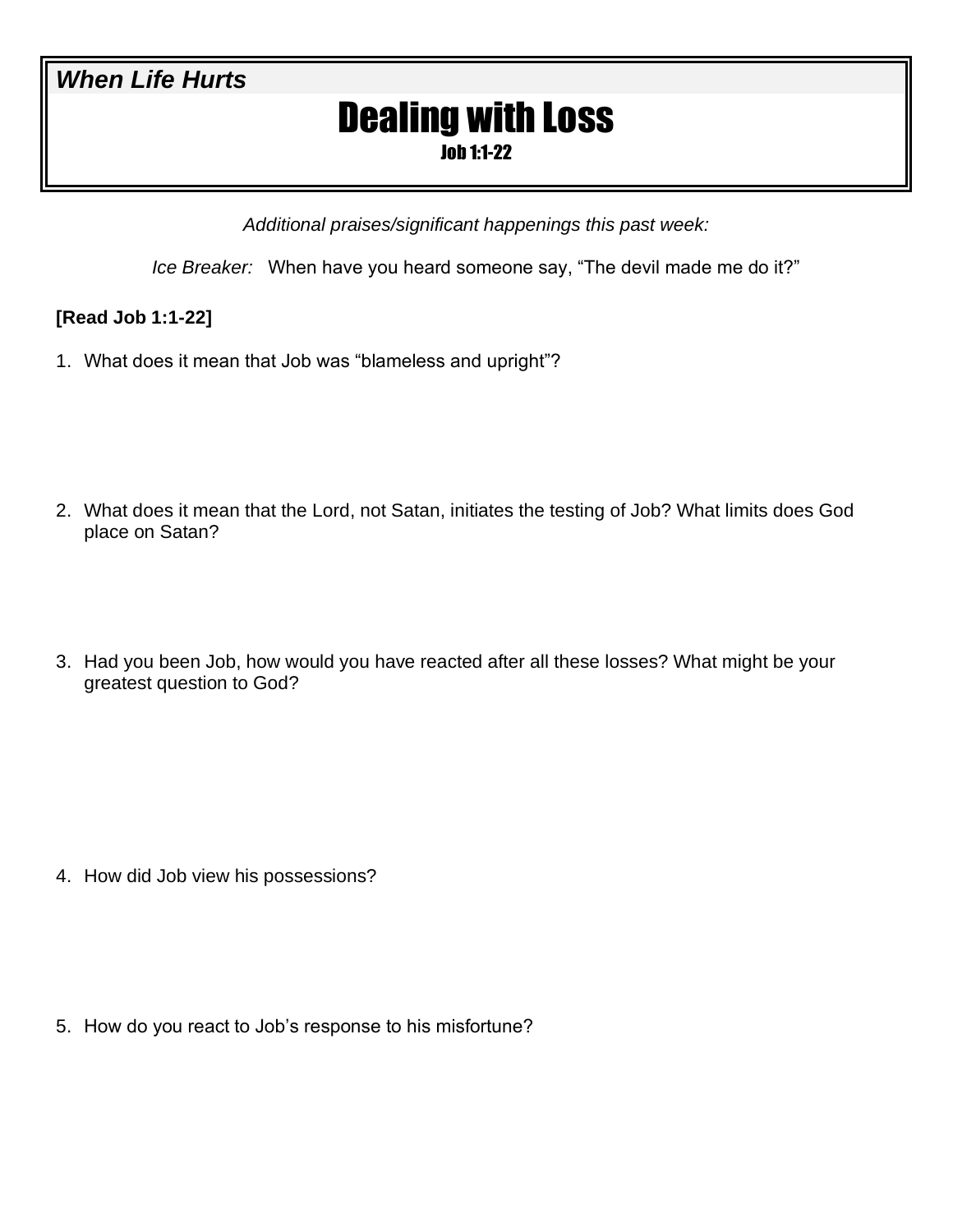***When Life Hurts***

# Dealing with Loss

### Job 1:1-22

*Additional praises/significant happenings this past week:*

*Ice Breaker:* When have you heard someone say, "The devil made me do it?"

**[Read Job 1:1-22]**

1. What does it mean that Job was "blameless and upright"?

2. What does it mean that the Lord, not Satan, initiates the testing of Job? What limits does God place on Satan?

3. Had you been Job, how would you have reacted after all these losses? What might be your greatest question to God?

4. How did Job view his possessions?

5. How do you react to Job's response to his misfortune?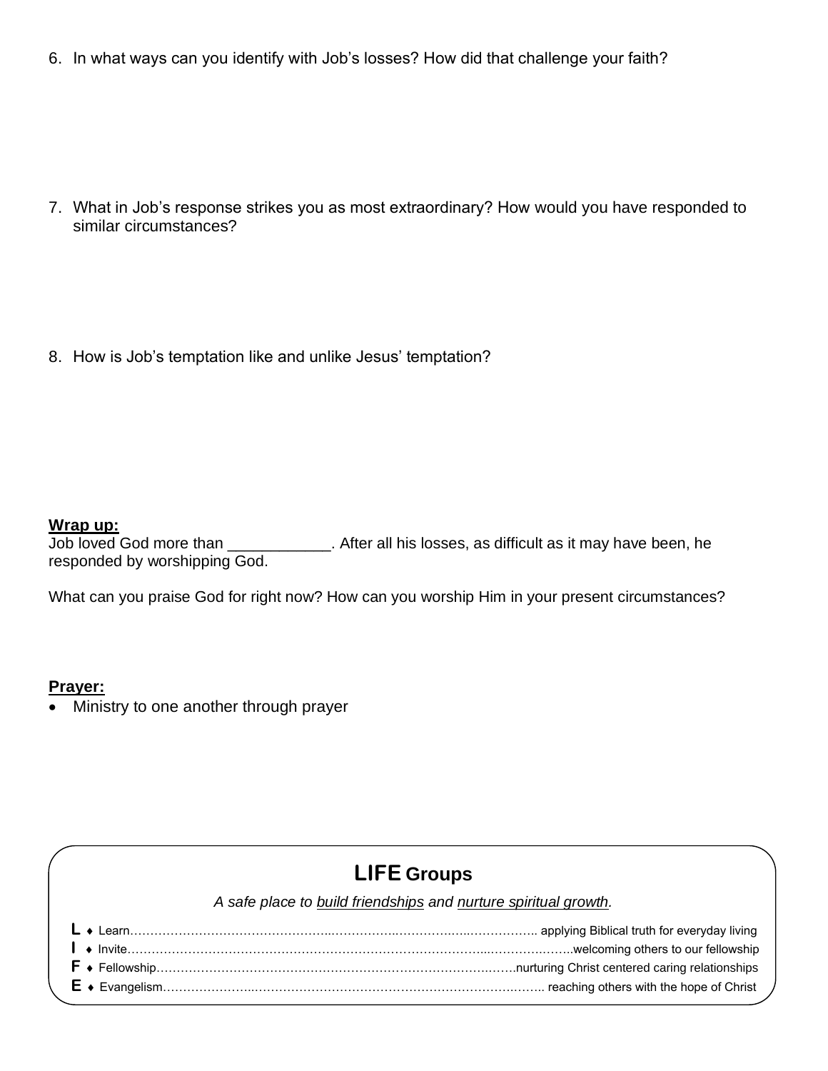6. In what ways can you identify with Job's losses? How did that challenge your faith?

7. What in Job's response strikes you as most extraordinary? How would you have responded to similar circumstances?

8. How is Job's temptation like and unlike Jesus' temptation?

**Wrap up:**

Job loved God more than ___________. After all his losses, as difficult as it may have been, he responded by worshipping God.

What can you praise God for right now? How can you worship Him in your present circumstances?

**Prayer:**

- Ministry to one another through prayer

## LIFE Groups

*A safe place to build friendships and nurture spiritual growth.*

**L** ♦ Learn…………………………………………………………………………………… applying Biblical truth for everyday living
**I** ♦ Invite……………………………………………………………………………………welcoming others to our fellowship
**F** ♦ Fellowship……………………………………………………………………………nurturing Christ centered caring relationships
**E** ♦ Evangelism…………………………………………………………………………… reaching others with the hope of Christ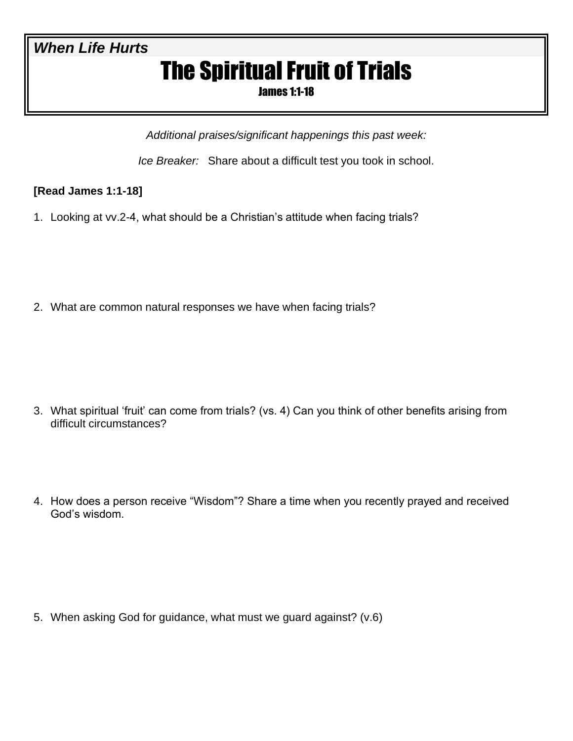***When Life Hurts***

# The Spiritual Fruit of Trials

### James 1:1-18

*Additional praises/significant happenings this past week:*

*Ice Breaker:* Share about a difficult test you took in school.

**[Read James 1:1-18]**

1. Looking at vv.2-4, what should be a Christian's attitude when facing trials?

2. What are common natural responses we have when facing trials?

3. What spiritual 'fruit' can come from trials? (vs. 4) Can you think of other benefits arising from difficult circumstances?

4. How does a person receive "Wisdom"? Share a time when you recently prayed and received God's wisdom.

5. When asking God for guidance, what must we guard against? (v.6)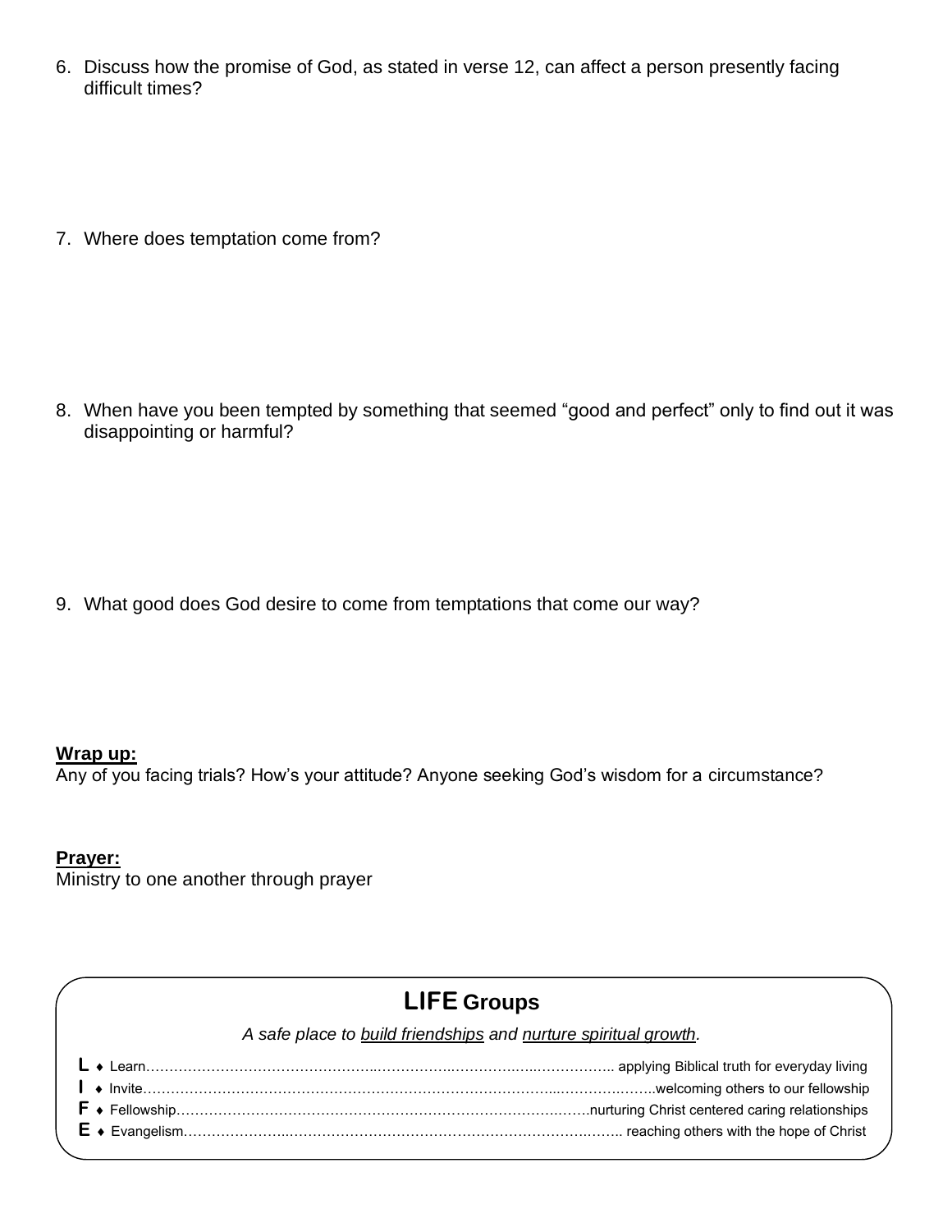6. Discuss how the promise of God, as stated in verse 12, can affect a person presently facing difficult times?

7. Where does temptation come from?

8. When have you been tempted by something that seemed "good and perfect" only to find out it was disappointing or harmful?

9. What good does God desire to come from temptations that come our way?

**Wrap up:**
Any of you facing trials? How's your attitude? Anyone seeking God's wisdom for a circumstance?

**Prayer:**
Ministry to one another through prayer

## LIFE Groups

*A safe place to build friendships and nurture spiritual growth.*

- **L** ♦ Learn…………………………………………………………………………………… applying Biblical truth for everyday living
- **I** ♦ Invite…………………………………………………………………………………………welcoming others to our fellowship
- **F** ♦ Fellowship………………………………………………………………………………nurturing Christ centered caring relationships
- **E** ♦ Evangelism………………………………………………………………………… reaching others with the hope of Christ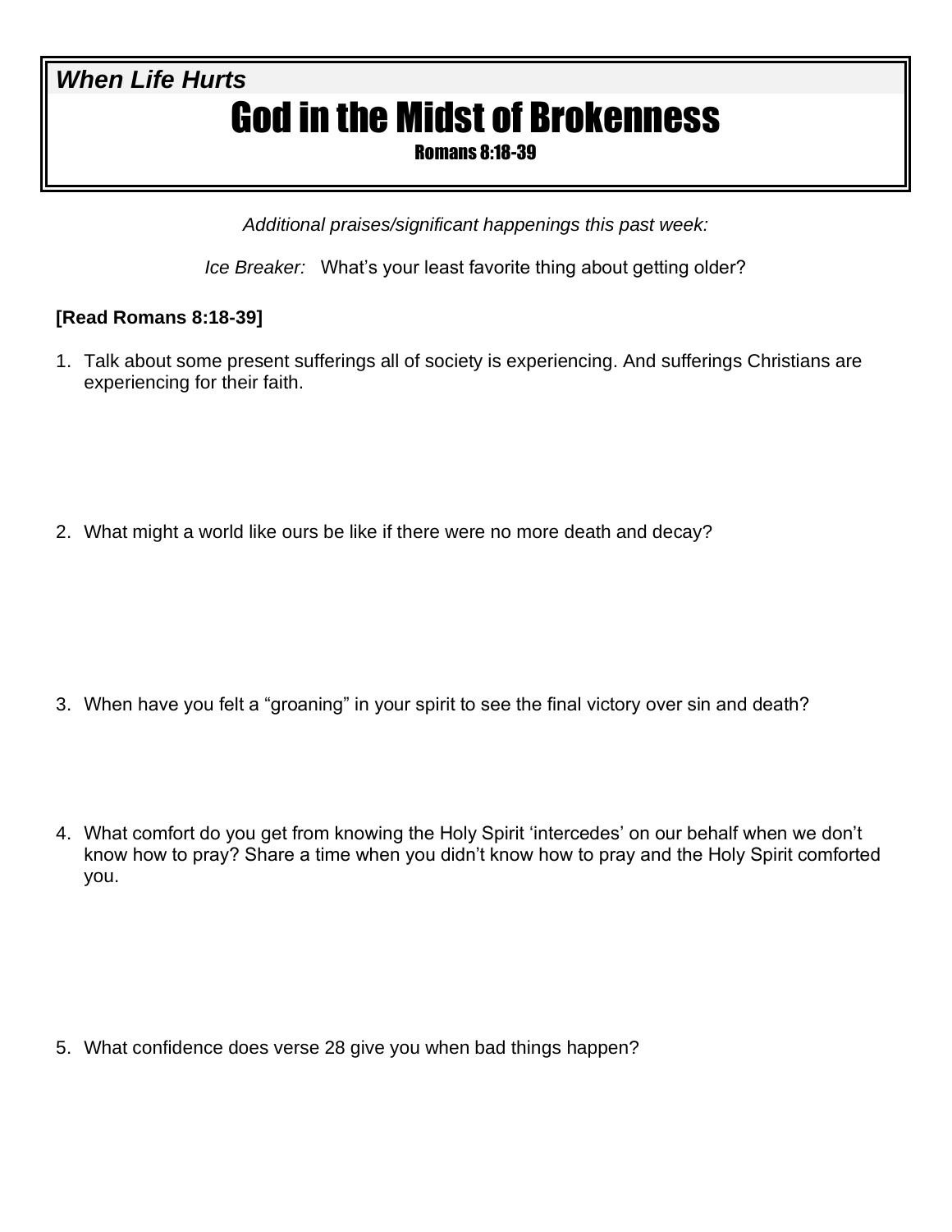***When Life Hurts***

# God in the Midst of Brokenness

## Romans 8:18-39

*Additional praises/significant happenings this past week:*

*Ice Breaker:* What's your least favorite thing about getting older?

**[Read Romans 8:18-39]**

1. Talk about some present sufferings all of society is experiencing. And sufferings Christians are experiencing for their faith.

2. What might a world like ours be like if there were no more death and decay?

3. When have you felt a "groaning" in your spirit to see the final victory over sin and death?

4. What comfort do you get from knowing the Holy Spirit 'intercedes' on our behalf when we don't know how to pray? Share a time when you didn't know how to pray and the Holy Spirit comforted you.

5. What confidence does verse 28 give you when bad things happen?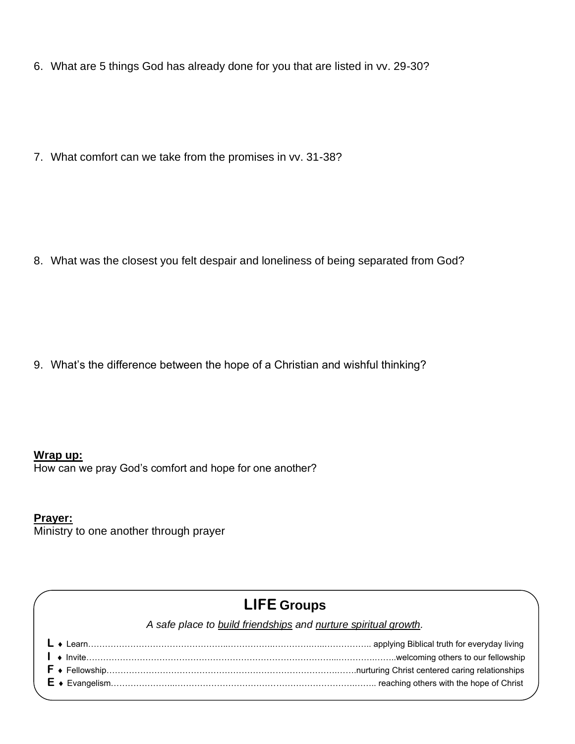6. What are 5 things God has already done for you that are listed in vv. 29-30?

7. What comfort can we take from the promises in vv. 31-38?

8. What was the closest you felt despair and loneliness of being separated from God?

9. What's the difference between the hope of a Christian and wishful thinking?

**Wrap up:**

How can we pray God's comfort and hope for one another?

**Prayer:**

Ministry to one another through prayer

## LIFE Groups

*A safe place to build friendships and nurture spiritual growth.*

**L** ♦ Learn…………………………………………… applying Biblical truth for everyday living

**I** ♦ Invite…………………………………………………welcoming others to our fellowship

**F** ♦ Fellowship…………………………………………nurturing Christ centered caring relationships

**E** ♦ Evangelism……………………………………… reaching others with the hope of Christ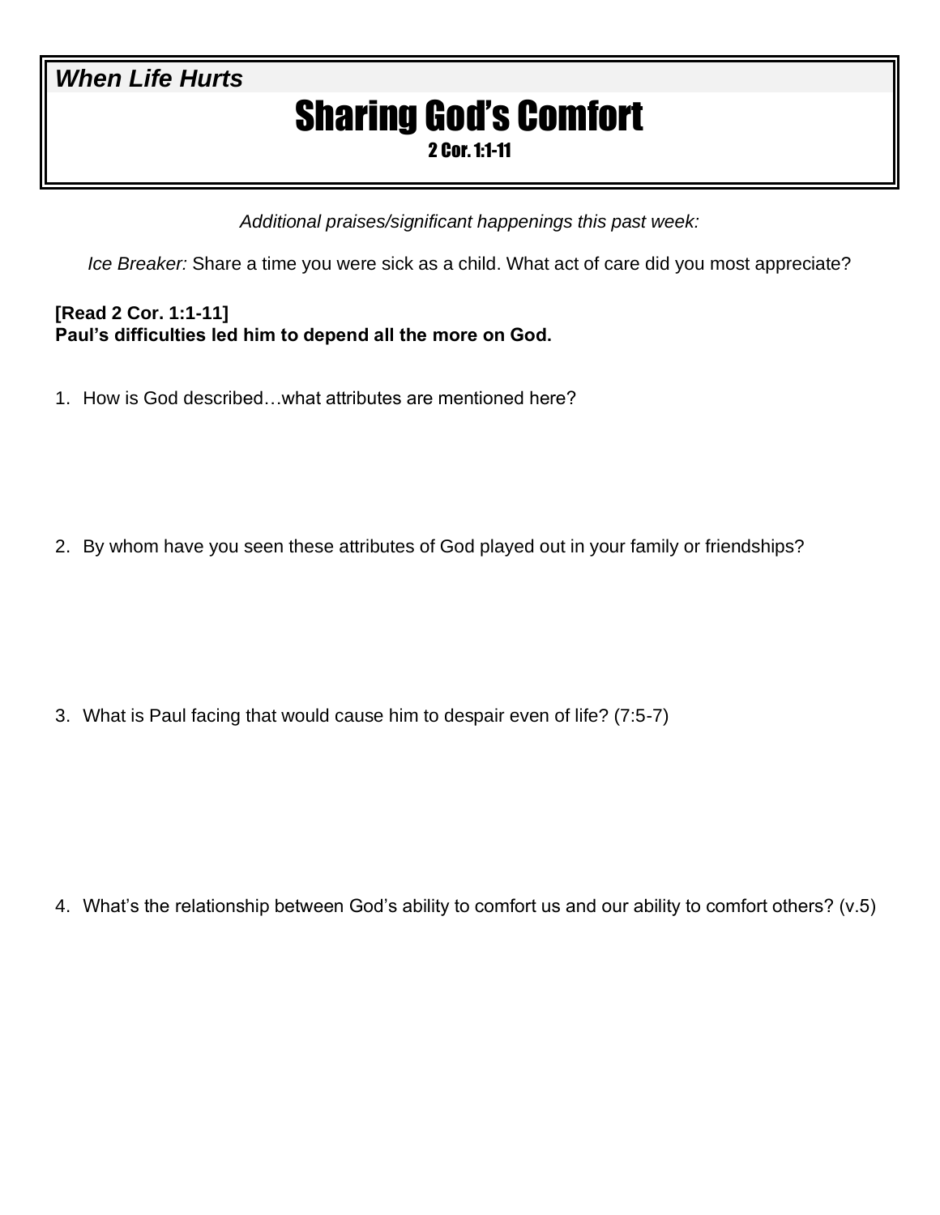***When Life Hurts***

# Sharing God's Comfort

**2 Cor. 1:1-11**

*Additional praises/significant happenings this past week:*

*Ice Breaker:* Share a time you were sick as a child. What act of care did you most appreciate?

**[Read 2 Cor. 1:1-11]**
**Paul's difficulties led him to depend all the more on God.**

1. How is God described…what attributes are mentioned here?

2. By whom have you seen these attributes of God played out in your family or friendships?

3. What is Paul facing that would cause him to despair even of life? (7:5-7)

4. What's the relationship between God's ability to comfort us and our ability to comfort others? (v.5)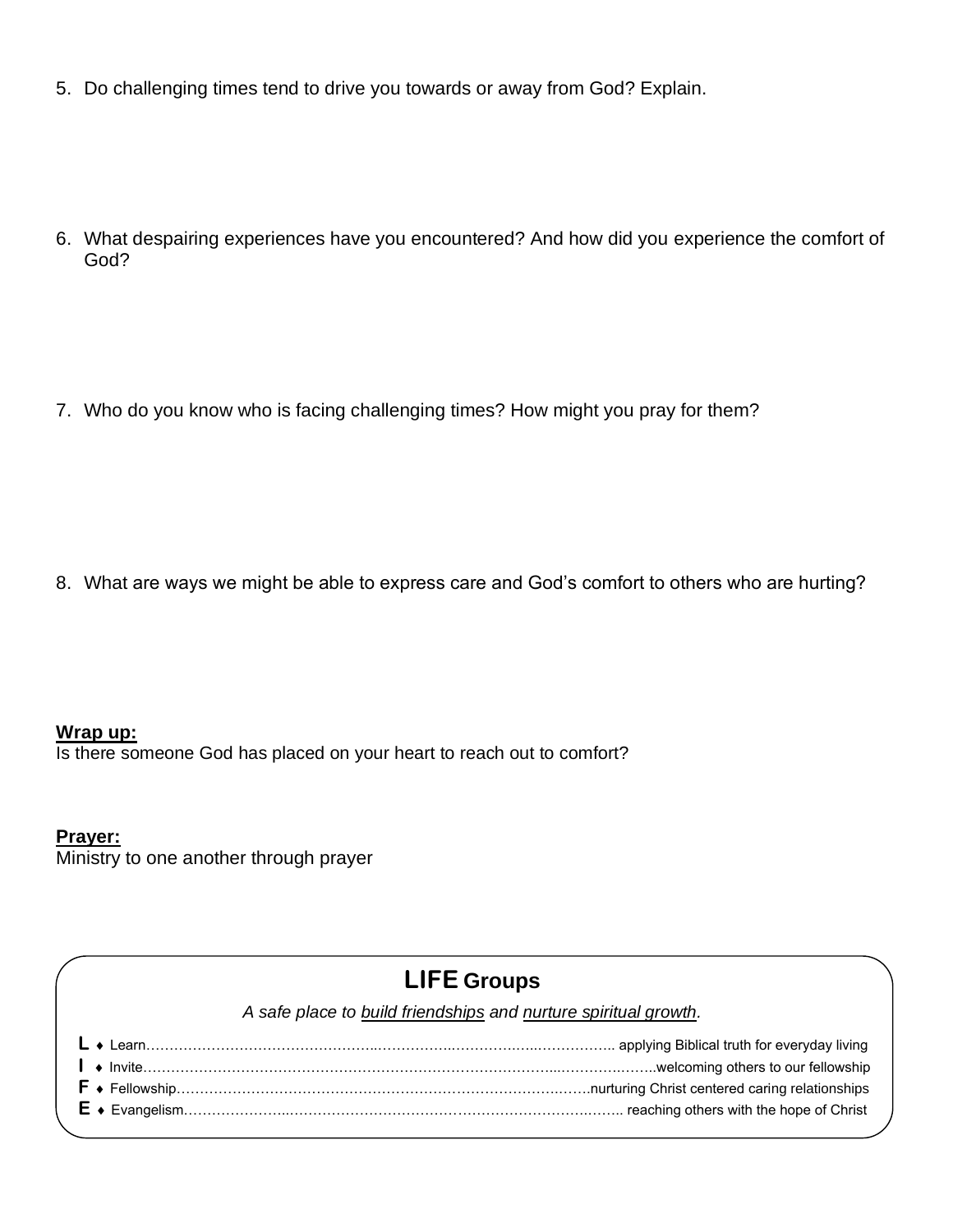5. Do challenging times tend to drive you towards or away from God? Explain.

6. What despairing experiences have you encountered? And how did you experience the comfort of God?

7. Who do you know who is facing challenging times? How might you pray for them?

8. What are ways we might be able to express care and God's comfort to others who are hurting?

**Wrap up:**
Is there someone God has placed on your heart to reach out to comfort?

**Prayer:**
Ministry to one another through prayer

## LIFE Groups

*A safe place to build friendships and nurture spiritual growth.*

**L** ♦ Learn………………………………………………………………………………… applying Biblical truth for everyday living
**I** ♦ Invite…………………………………………………………………………………welcoming others to our fellowship
**F** ♦ Fellowship……………………………………………………………………………nurturing Christ centered caring relationships
**E** ♦ Evangelism…………………………………………………………………………… reaching others with the hope of Christ